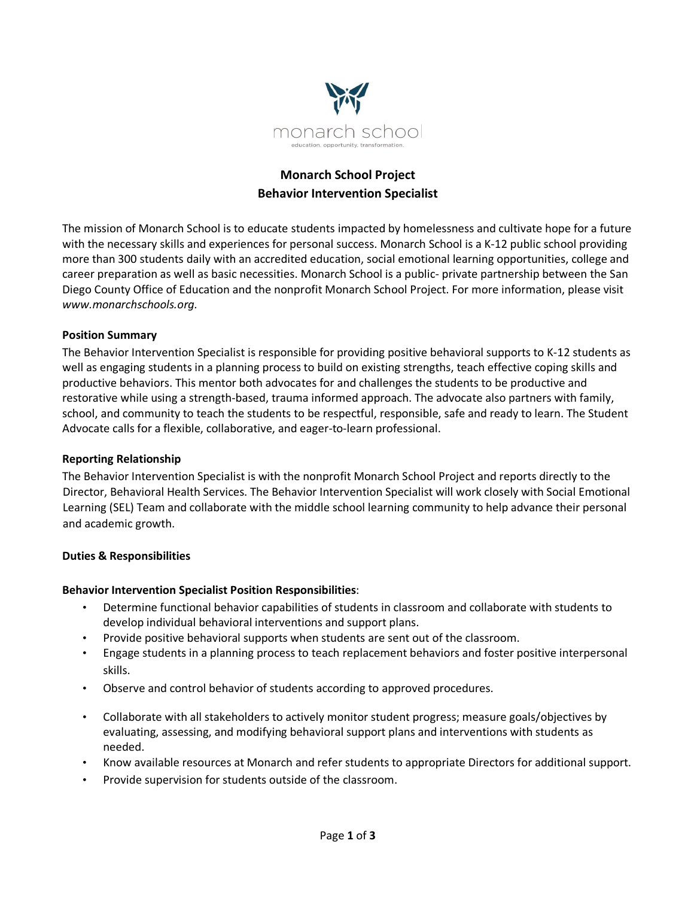monarch school

education. opportunity. transformation.

# Monarch School Project
## Behavior Intervention Specialist

The mission of Monarch School is to educate students impacted by homelessness and cultivate hope for a future with the necessary skills and experiences for personal success. Monarch School is a K-12 public school providing more than 300 students daily with an accredited education, social emotional learning opportunities, college and career preparation as well as basic necessities. Monarch School is a public- private partnership between the San Diego County Office of Education and the nonprofit Monarch School Project. For more information, please visit *www.monarchschools.org.*

**Position Summary**

The Behavior Intervention Specialist is responsible for providing positive behavioral supports to K-12 students as well as engaging students in a planning process to build on existing strengths, teach effective coping skills and productive behaviors. This mentor both advocates for and challenges the students to be productive and restorative while using a strength-based, trauma informed approach. The advocate also partners with family, school, and community to teach the students to be respectful, responsible, safe and ready to learn. The Student Advocate calls for a flexible, collaborative, and eager-to-learn professional.

**Reporting Relationship**

The Behavior Intervention Specialist is with the nonprofit Monarch School Project and reports directly to the Director, Behavioral Health Services. The Behavior Intervention Specialist will work closely with Social Emotional Learning (SEL) Team and collaborate with the middle school learning community to help advance their personal and academic growth.

**Duties & Responsibilities**

**Behavior Intervention Specialist Position Responsibilities**:

- Determine functional behavior capabilities of students in classroom and collaborate with students to develop individual behavioral interventions and support plans.
- Provide positive behavioral supports when students are sent out of the classroom.
- Engage students in a planning process to teach replacement behaviors and foster positive interpersonal skills.
- Observe and control behavior of students according to approved procedures.
- Collaborate with all stakeholders to actively monitor student progress; measure goals/objectives by evaluating, assessing, and modifying behavioral support plans and interventions with students as needed.
- Know available resources at Monarch and refer students to appropriate Directors for additional support.
- Provide supervision for students outside of the classroom.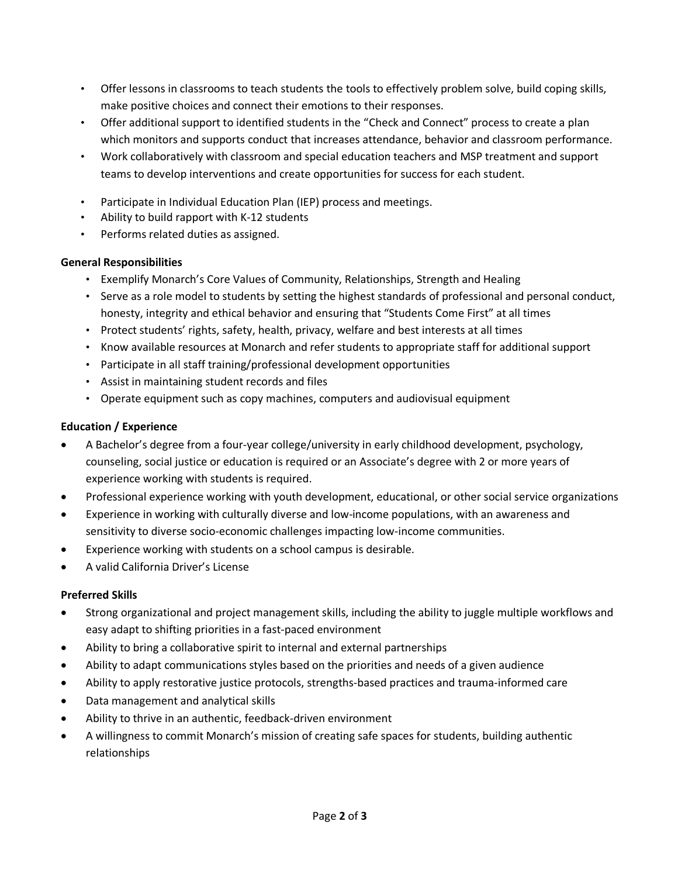- Offer lessons in classrooms to teach students the tools to effectively problem solve, build coping skills, make positive choices and connect their emotions to their responses.
- Offer additional support to identified students in the "Check and Connect" process to create a plan which monitors and supports conduct that increases attendance, behavior and classroom performance.
- Work collaboratively with classroom and special education teachers and MSP treatment and support teams to develop interventions and create opportunities for success for each student.
- Participate in Individual Education Plan (IEP) process and meetings.
- Ability to build rapport with K-12 students
- Performs related duties as assigned.

**General Responsibilities**

- Exemplify Monarch's Core Values of Community, Relationships, Strength and Healing
- Serve as a role model to students by setting the highest standards of professional and personal conduct, honesty, integrity and ethical behavior and ensuring that "Students Come First" at all times
- Protect students' rights, safety, health, privacy, welfare and best interests at all times
- Know available resources at Monarch and refer students to appropriate staff for additional support
- Participate in all staff training/professional development opportunities
- Assist in maintaining student records and files
- Operate equipment such as copy machines, computers and audiovisual equipment

**Education / Experience**

- A Bachelor's degree from a four-year college/university in early childhood development, psychology, counseling, social justice or education is required or an Associate's degree with 2 or more years of experience working with students is required.
- Professional experience working with youth development, educational, or other social service organizations
- Experience in working with culturally diverse and low-income populations, with an awareness and sensitivity to diverse socio-economic challenges impacting low-income communities.
- Experience working with students on a school campus is desirable.
- A valid California Driver's License

**Preferred Skills**

- Strong organizational and project management skills, including the ability to juggle multiple workflows and easy adapt to shifting priorities in a fast-paced environment
- Ability to bring a collaborative spirit to internal and external partnerships
- Ability to adapt communications styles based on the priorities and needs of a given audience
- Ability to apply restorative justice protocols, strengths-based practices and trauma-informed care
- Data management and analytical skills
- Ability to thrive in an authentic, feedback-driven environment
- A willingness to commit Monarch's mission of creating safe spaces for students, building authentic relationships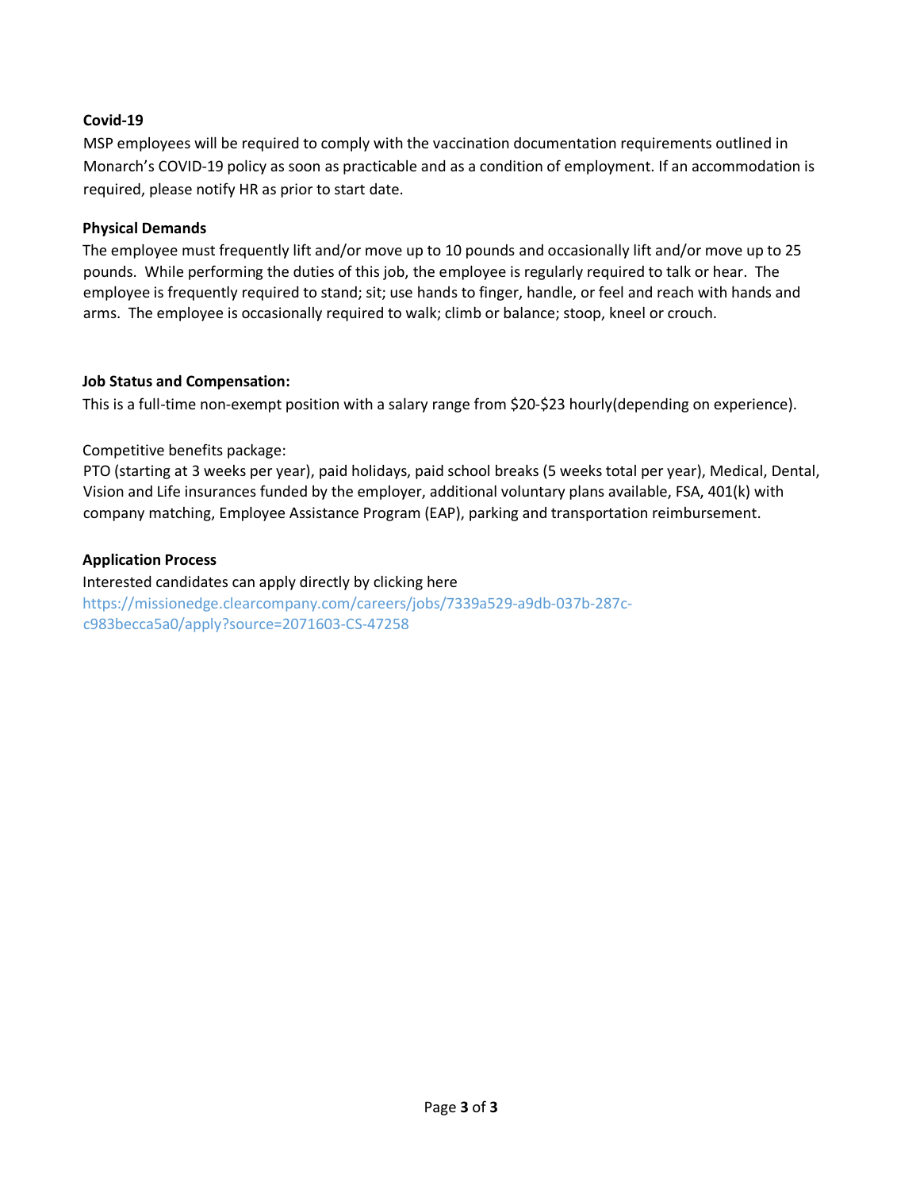**Covid-19**

MSP employees will be required to comply with the vaccination documentation requirements outlined in Monarch's COVID-19 policy as soon as practicable and as a condition of employment. If an accommodation is required, please notify HR as prior to start date.

**Physical Demands**

The employee must frequently lift and/or move up to 10 pounds and occasionally lift and/or move up to 25 pounds. While performing the duties of this job, the employee is regularly required to talk or hear. The employee is frequently required to stand; sit; use hands to finger, handle, or feel and reach with hands and arms. The employee is occasionally required to walk; climb or balance; stoop, kneel or crouch.

**Job Status and Compensation:**

This is a full-time non-exempt position with a salary range from $20-$23 hourly(depending on experience).

Competitive benefits package:

PTO (starting at 3 weeks per year), paid holidays, paid school breaks (5 weeks total per year), Medical, Dental, Vision and Life insurances funded by the employer, additional voluntary plans available, FSA, 401(k) with company matching, Employee Assistance Program (EAP), parking and transportation reimbursement.

**Application Process**

Interested candidates can apply directly by clicking here
https://missionedge.clearcompany.com/careers/jobs/7339a529-a9db-037b-287c-c983becca5a0/apply?source=2071603-CS-47258